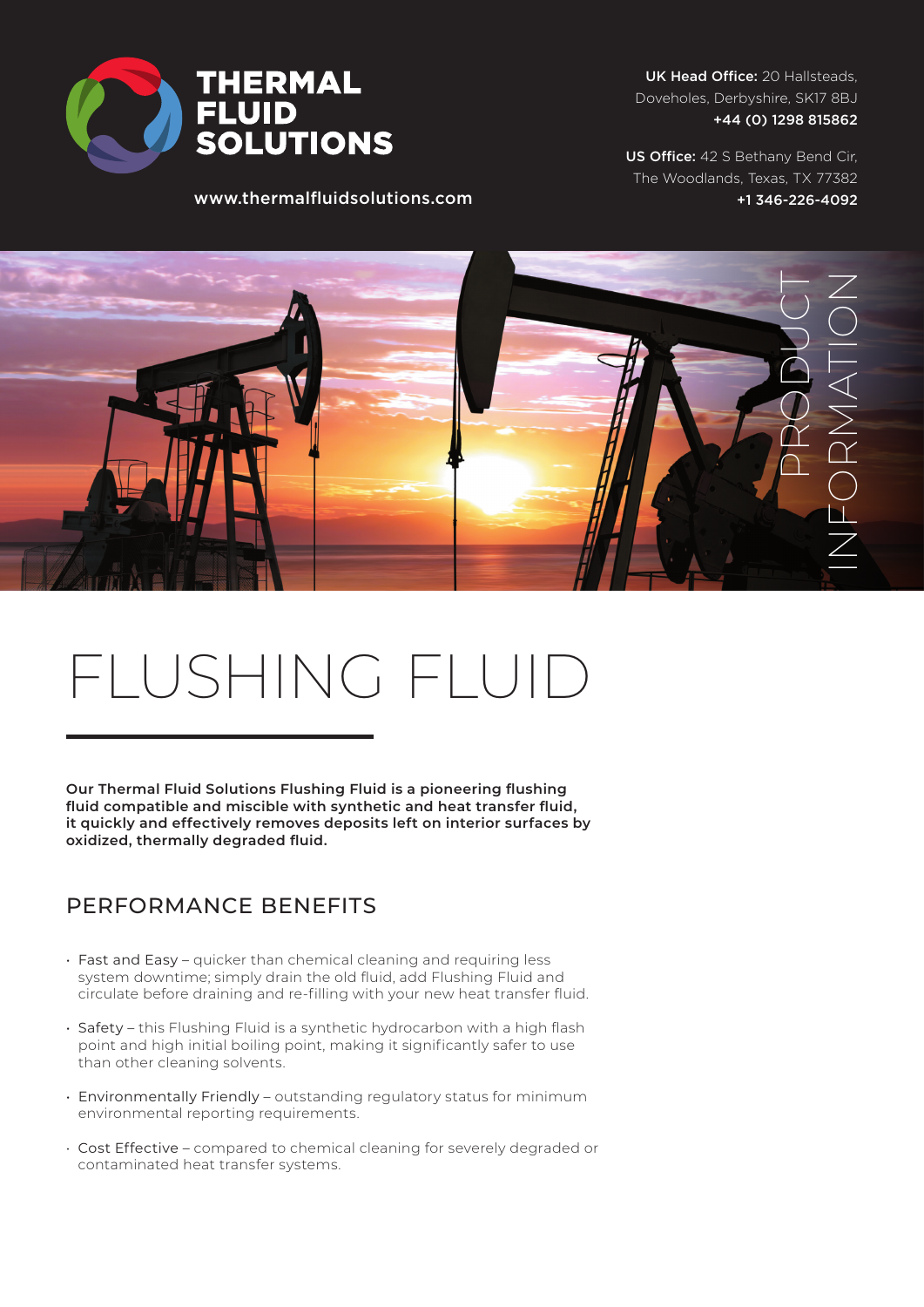# THERMAL FLUID SOLUTIONS

www.thermalfluidsolutions.com

**UK Head Office:** 20 Hallsteads, Doveholes, Derbyshire, SK17 8BJ
**+44 (0) 1298 815862**

**US Office:** 42 S Bethany Bend Cir, The Woodlands, Texas, TX 77382
**+1 346-226-4092**

PRODUCT INFORMATION

# FLUSHING FLUID

**Our Thermal Fluid Solutions Flushing Fluid is a pioneering flushing fluid compatible and miscible with synthetic and heat transfer fluid, it quickly and effectively removes deposits left on interior surfaces by oxidized, thermally degraded fluid.**

## PERFORMANCE BENEFITS

- Fast and Easy – quicker than chemical cleaning and requiring less system downtime; simply drain the old fluid, add Flushing Fluid and circulate before draining and re-filling with your new heat transfer fluid.
- Safety – this Flushing Fluid is a synthetic hydrocarbon with a high flash point and high initial boiling point, making it significantly safer to use than other cleaning solvents.
- Environmentally Friendly – outstanding regulatory status for minimum environmental reporting requirements.
- Cost Effective – compared to chemical cleaning for severely degraded or contaminated heat transfer systems.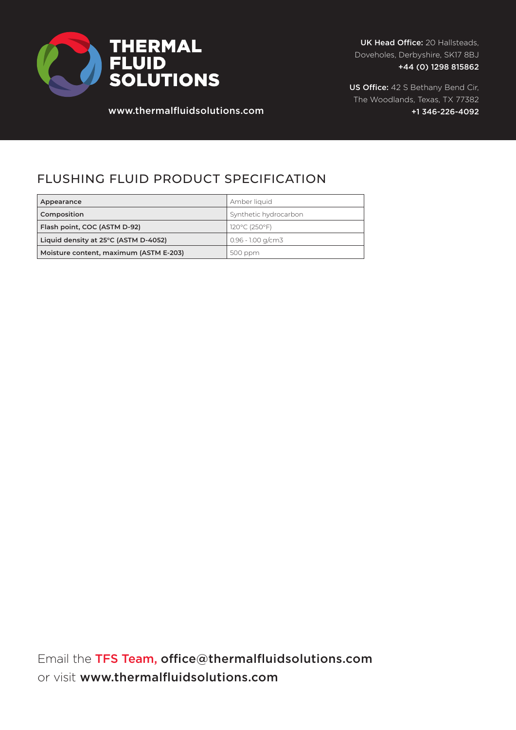**THERMAL FLUID SOLUTIONS**

www.thermalfluidsolutions.com

**UK Head Office:** 20 Hallsteads, Doveholes, Derbyshire, SK17 8BJ
**+44 (0) 1298 815862**

**US Office:** 42 S Bethany Bend Cir, The Woodlands, Texas, TX 77382
**+1 346-226-4092**

## FLUSHING FLUID PRODUCT SPECIFICATION

| | |
|---|---|
| **Appearance** | Amber liquid |
| **Composition** | Synthetic hydrocarbon |
| **Flash point, COC (ASTM D-92)** | 120°C (250°F) |
| **Liquid density at 25°C (ASTM D-4052)** | 0.96 - 1.00 g/cm3 |
| **Moisture content, maximum (ASTM E-203)** | 500 ppm |

Email the **TFS Team,** **office@thermalfluidsolutions.com**
or visit **www.thermalfluidsolutions.com**